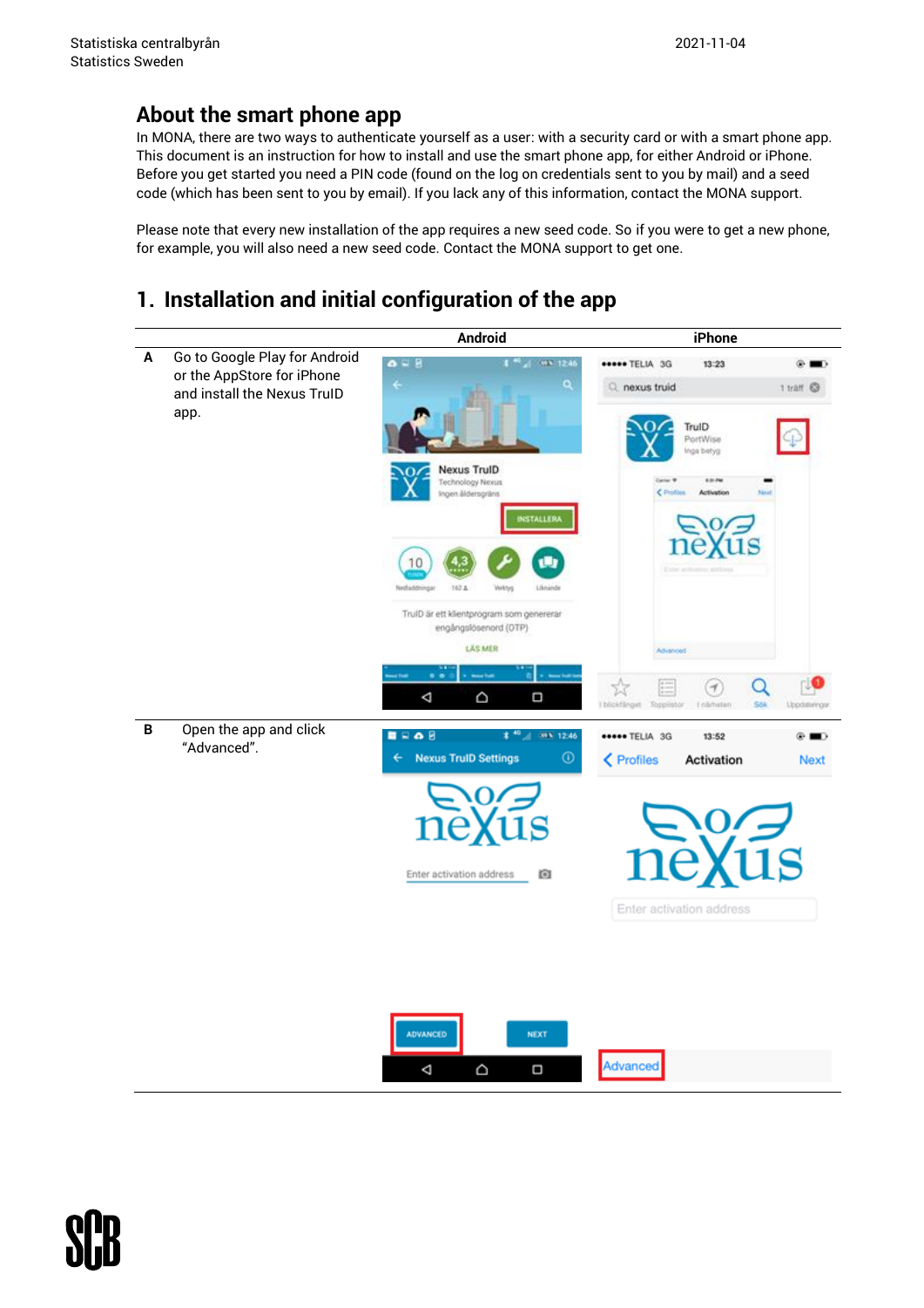## About the smart phone app

In MONA, there are two ways to authenticate yourself as a user: with a security card or with a smart phone app. This document is an instruction for how to install and use the smart phone app, for either Android or iPhone. Before you get started you need a PIN code (found on the log on credentials sent to you by mail) and a seed code (which has been sent to you by email). If you lack any of this information, contact the MONA support.

Please note that every new installation of the app requires a new seed code. So if you were to get a new phone, for example, you will also need a new seed code. Contact the MONA support to get one.

## 1. Installation and initial configuration of the app

| | | Android | iPhone |
|---|---|---|---|
| A | Go to Google Play for Android or the AppStore for iPhone and install the Nexus TruID app. | | |
| B | Open the app and click "Advanced". | | |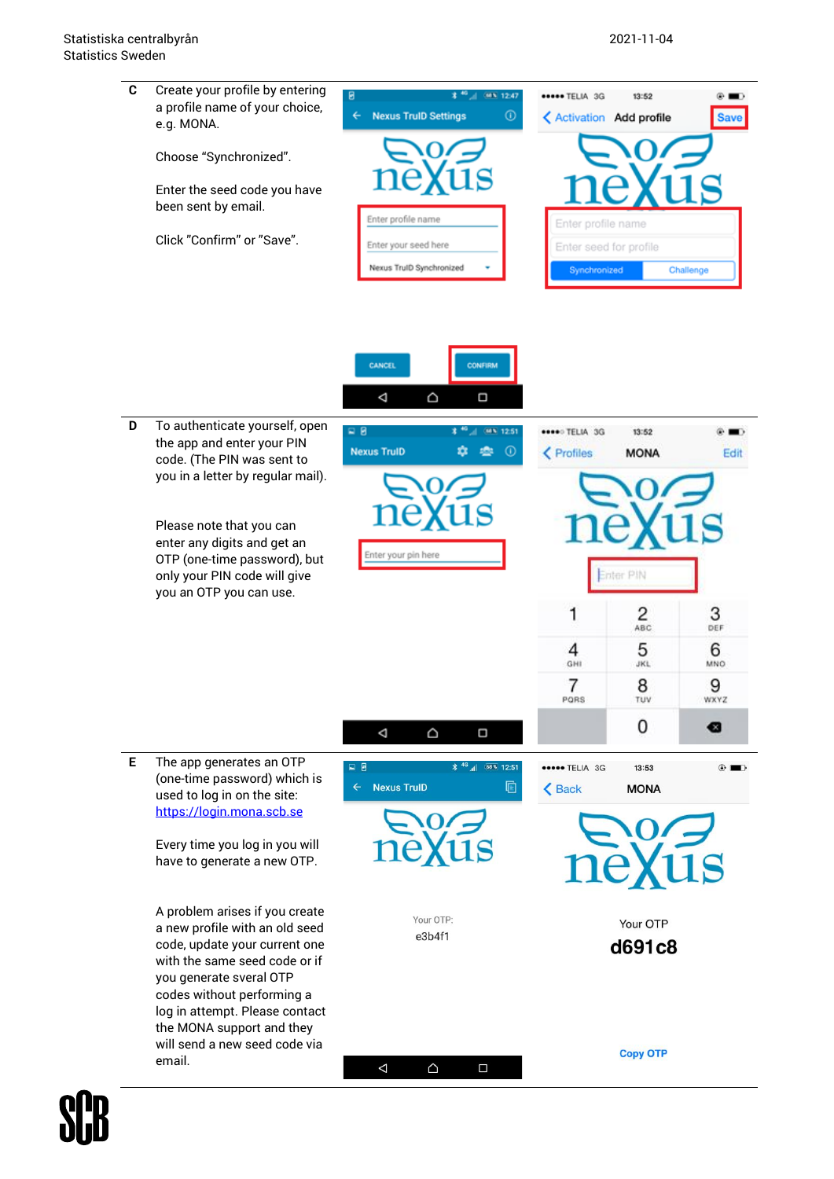| | | | |
|---|---|---|---|
| C | Create your profile by entering a profile name of your choice, e.g. MONA.<br><br>Choose "Synchronized".<br><br>Enter the seed code you have been sent by email.<br><br>Click "Confirm" or "Save". | | |
| D | To authenticate yourself, open the app and enter your PIN code. (The PIN was sent to you in a letter by regular mail).<br><br>Please note that you can enter any digits and get an OTP (one-time password), but only your PIN code will give you an OTP you can use. | | |
| E | The app generates an OTP (one-time password) which is used to log in on the site: [https://login.mona.scb.se](https://login.mona.scb.se)<br><br>Every time you log in you will have to generate a new OTP.<br><br>A problem arises if you create a new profile with an old seed code, update your current one with the same seed code or if you generate sveral OTP codes without performing a log in attempt. Please contact the MONA support and they will send a new seed code via email. | | |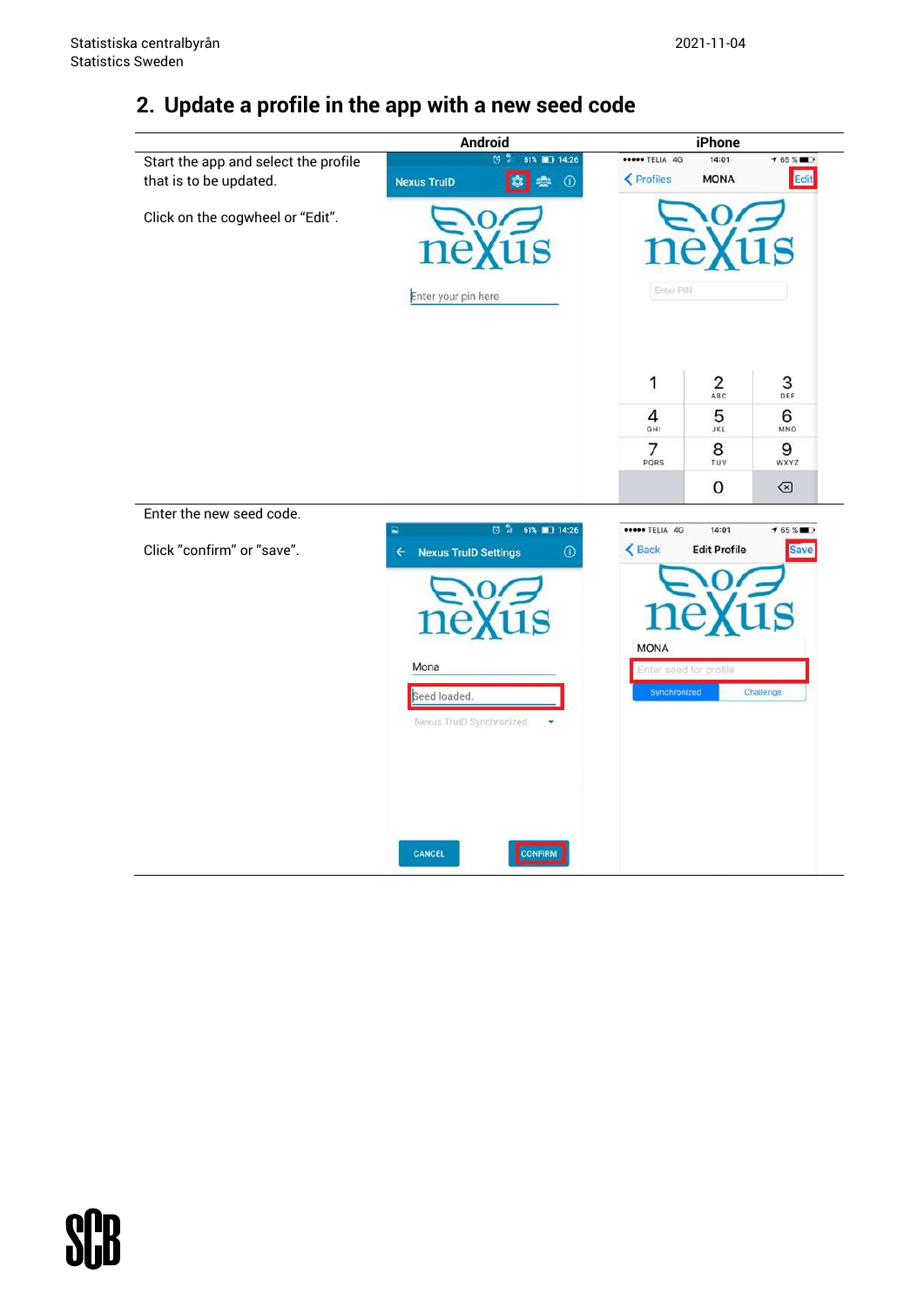## 2. Update a profile in the app with a new seed code

| | Android | iPhone |
|---|---|---|
| Start the app and select the profile that is to be updated.<br><br>Click on the cogwheel or "Edit". | | |
| Enter the new seed code.<br><br>Click "confirm" or "save". | | |